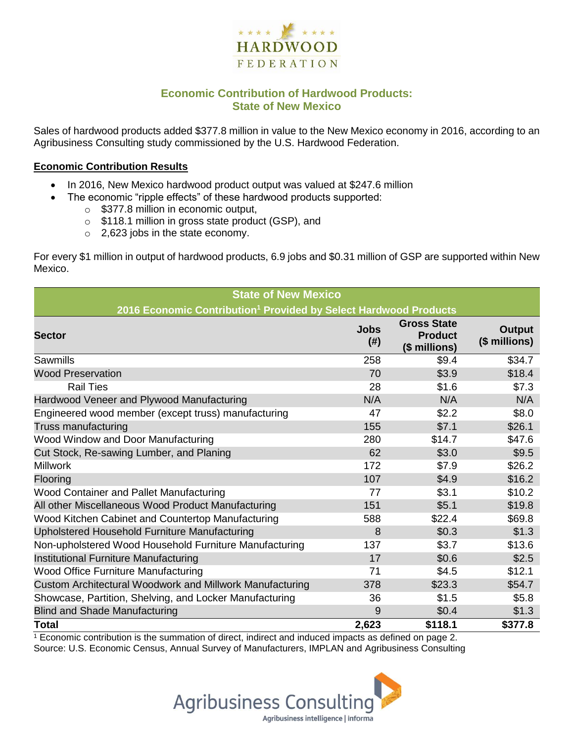# Economic Contribution of Hardwood Products: State of New Mexico

Sales of hardwood products added $377.8 million in value to the New Mexico economy in 2016, according to an Agribusiness Consulting study commissioned by the U.S. Hardwood Federation.

## Economic Contribution Results

- In 2016, New Mexico hardwood product output was valued at $247.6 million
- The economic "ripple effects" of these hardwood products supported:
    - $377.8 million in economic output,
    - $118.1 million in gross state product (GSP), and
    - 2,623 jobs in the state economy.

For every $1 million in output of hardwood products, 6.9 jobs and $0.31 million of GSP are supported within New Mexico.

| State of New Mexico<br>2016 Economic Contribution[1] Provided by Select Hardwood Products | | | |
|---|---|---|---|
| **Sector** | **Jobs (#)** | **Gross State Product ($ millions)** | **Output ($ millions)** |
| Sawmills | 258 | $9.4 | $34.7 |
| Wood Preservation | 70 | $3.9 | $18.4 |
| Rail Ties | 28 | $1.6 | $7.3 |
| Hardwood Veneer and Plywood Manufacturing | N/A | N/A | N/A |
| Engineered wood member (except truss) manufacturing | 47 | $2.2 | $8.0 |
| Truss manufacturing | 155 | $7.1 | $26.1 |
| Wood Window and Door Manufacturing | 280 | $14.7 | $47.6 |
| Cut Stock, Re-sawing Lumber, and Planing | 62 | $3.0 | $9.5 |
| Millwork | 172 | $7.9 | $26.2 |
| Flooring | 107 | $4.9 | $16.2 |
| Wood Container and Pallet Manufacturing | 77 | $3.1 | $10.2 |
| All other Miscellaneous Wood Product Manufacturing | 151 | $5.1 | $19.8 |
| Wood Kitchen Cabinet and Countertop Manufacturing | 588 | $22.4 | $69.8 |
| Upholstered Household Furniture Manufacturing | 8 | $0.3 | $1.3 |
| Non-upholstered Wood Household Furniture Manufacturing | 137 | $3.7 | $13.6 |
| Institutional Furniture Manufacturing | 17 | $0.6 | $2.5 |
| Wood Office Furniture Manufacturing | 71 | $4.5 | $12.1 |
| Custom Architectural Woodwork and Millwork Manufacturing | 378 | $23.3 | $54.7 |
| Showcase, Partition, Shelving, and Locker Manufacturing | 36 | $1.5 | $5.8 |
| Blind and Shade Manufacturing | 9 | $0.4 | $1.3 |
| **Total** | **2,623** | **$118.1** | **$377.8** |

[1] Economic contribution is the summation of direct, indirect and induced impacts as defined on page 2.
Source: U.S. Economic Census, Annual Survey of Manufacturers, IMPLAN and Agribusiness Consulting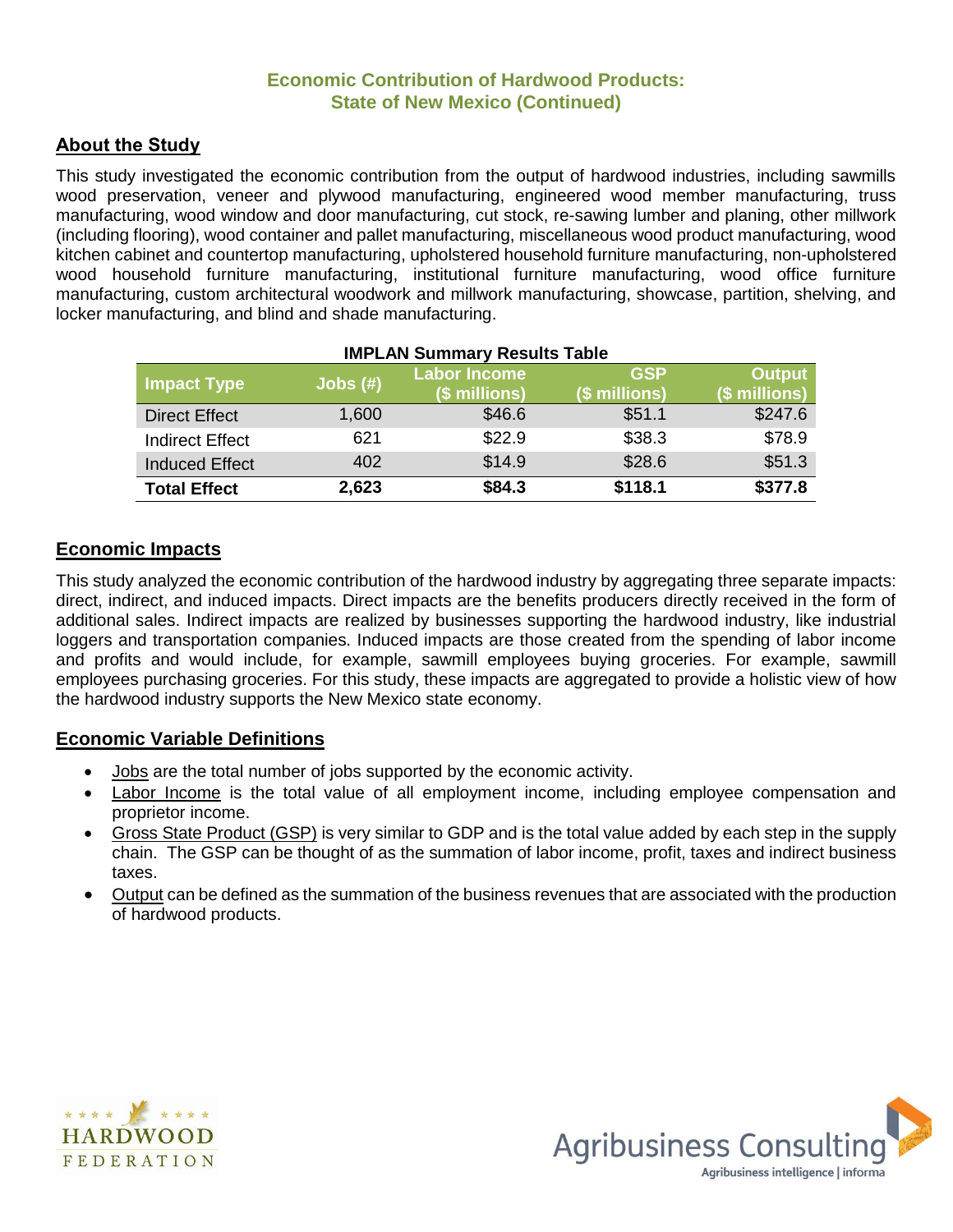# Economic Contribution of Hardwood Products: State of New Mexico (Continued)

## About the Study

This study investigated the economic contribution from the output of hardwood industries, including sawmills wood preservation, veneer and plywood manufacturing, engineered wood member manufacturing, truss manufacturing, wood window and door manufacturing, cut stock, re-sawing lumber and planing, other millwork (including flooring), wood container and pallet manufacturing, miscellaneous wood product manufacturing, wood kitchen cabinet and countertop manufacturing, upholstered household furniture manufacturing, non-upholstered wood household furniture manufacturing, institutional furniture manufacturing, wood office furniture manufacturing, custom architectural woodwork and millwork manufacturing, showcase, partition, shelving, and locker manufacturing, and blind and shade manufacturing.

**IMPLAN Summary Results Table**

| Impact Type | Jobs (#) | Labor Income ($ millions) | GSP ($ millions) | Output ($ millions) |
|---|---|---|---|---|
| Direct Effect | 1,600 | $46.6 | $51.1 | $247.6 |
| Indirect Effect | 621 | $22.9 | $38.3 | $78.9 |
| Induced Effect | 402 | $14.9 | $28.6 | $51.3 |
| **Total Effect** | **2,623** | **$84.3** | **$118.1** | **$377.8** |

## Economic Impacts

This study analyzed the economic contribution of the hardwood industry by aggregating three separate impacts: direct, indirect, and induced impacts. Direct impacts are the benefits producers directly received in the form of additional sales. Indirect impacts are realized by businesses supporting the hardwood industry, like industrial loggers and transportation companies. Induced impacts are those created from the spending of labor income and profits and would include, for example, sawmill employees buying groceries. For example, sawmill employees purchasing groceries. For this study, these impacts are aggregated to provide a holistic view of how the hardwood industry supports the New Mexico state economy.

## Economic Variable Definitions

- Jobs are the total number of jobs supported by the economic activity.
- Labor Income is the total value of all employment income, including employee compensation and proprietor income.
- Gross State Product (GSP) is very similar to GDP and is the total value added by each step in the supply chain. The GSP can be thought of as the summation of labor income, profit, taxes and indirect business taxes.
- Output can be defined as the summation of the business revenues that are associated with the production of hardwood products.

HARDWOOD FEDERATION

Agribusiness Consulting
Agribusiness intelligence | informa